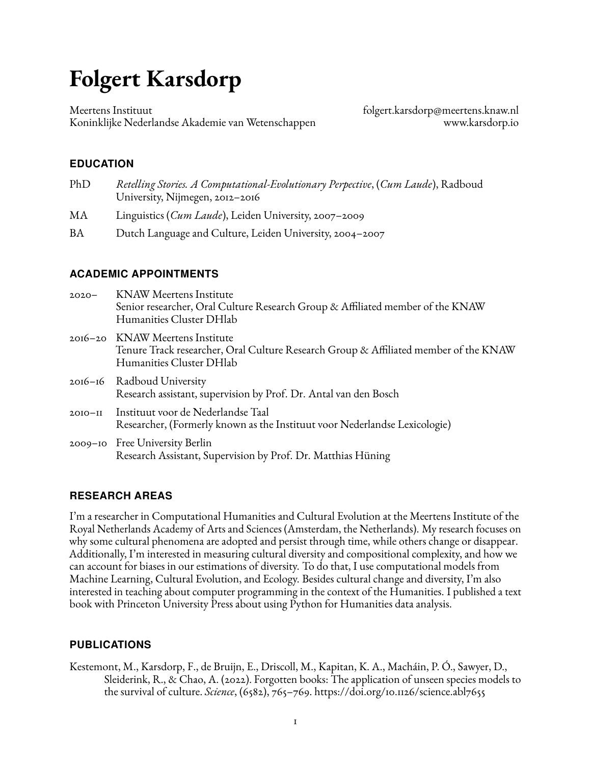# Folgert Karsdorp

Meertens Instituut
Koninklijke Nederlandse Akademie van Wetenschappen

folgert.karsdorp@meertens.knaw.nl
www.karsdorp.io

## EDUCATION

PhD — *Retelling Stories. A Computational-Evolutionary Perpective*, (*Cum Laude*), Radboud University, Nijmegen, 2012–2016

MA — Linguistics (*Cum Laude*), Leiden University, 2007–2009

BA — Dutch Language and Culture, Leiden University, 2004–2007

## ACADEMIC APPOINTMENTS

2020– KNAW Meertens Institute
Senior researcher, Oral Culture Research Group & Affiliated member of the KNAW Humanities Cluster DHlab

2016–20 KNAW Meertens Institute
Tenure Track researcher, Oral Culture Research Group & Affiliated member of the KNAW Humanities Cluster DHlab

2016–16 Radboud University
Research assistant, supervision by Prof. Dr. Antal van den Bosch

2010–11 Instituut voor de Nederlandse Taal
Researcher, (Formerly known as the Instituut voor Nederlandse Lexicologie)

2009–10 Free University Berlin
Research Assistant, Supervision by Prof. Dr. Matthias Hüning

## RESEARCH AREAS

I'm a researcher in Computational Humanities and Cultural Evolution at the Meertens Institute of the Royal Netherlands Academy of Arts and Sciences (Amsterdam, the Netherlands). My research focuses on why some cultural phenomena are adopted and persist through time, while others change or disappear. Additionally, I'm interested in measuring cultural diversity and compositional complexity, and how we can account for biases in our estimations of diversity. To do that, I use computational models from Machine Learning, Cultural Evolution, and Ecology. Besides cultural change and diversity, I'm also interested in teaching about computer programming in the context of the Humanities. I published a text book with Princeton University Press about using Python for Humanities data analysis.

## PUBLICATIONS

Kestemont, M., Karsdorp, F., de Bruijn, E., Driscoll, M., Kapitan, K. A., Macháin, P. Ó., Sawyer, D., Sleiderink, R., & Chao, A. (2022). Forgotten books: The application of unseen species models to the survival of culture. *Science*, (6582), 765–769. https://doi.org/10.1126/science.abl7655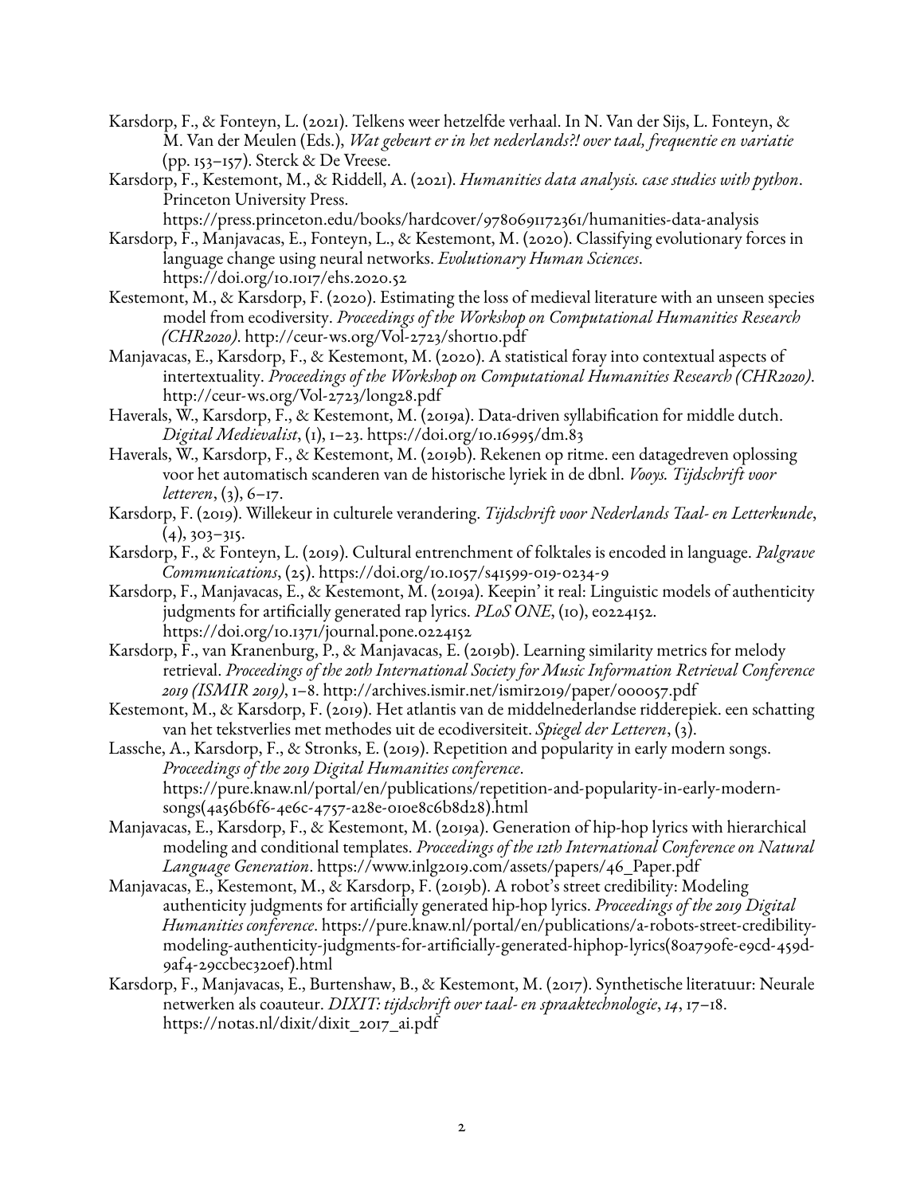Karsdorp, F., & Fonteyn, L. (2021). Telkens weer hetzelfde verhaal. In N. Van der Sijs, L. Fonteyn, & M. Van der Meulen (Eds.), *Wat gebeurt er in het nederlands?! over taal, frequentie en variatie* (pp. 153–157). Sterck & De Vreese.

Karsdorp, F., Kestemont, M., & Riddell, A. (2021). *Humanities data analysis. case studies with python*. Princeton University Press. https://press.princeton.edu/books/hardcover/9780691172361/humanities-data-analysis

Karsdorp, F., Manjavacas, E., Fonteyn, L., & Kestemont, M. (2020). Classifying evolutionary forces in language change using neural networks. *Evolutionary Human Sciences*. https://doi.org/10.1017/ehs.2020.52

Kestemont, M., & Karsdorp, F. (2020). Estimating the loss of medieval literature with an unseen species model from ecodiversity. *Proceedings of the Workshop on Computational Humanities Research (CHR2020)*. http://ceur-ws.org/Vol-2723/short10.pdf

Manjavacas, E., Karsdorp, F., & Kestemont, M. (2020). A statistical foray into contextual aspects of intertextuality. *Proceedings of the Workshop on Computational Humanities Research (CHR2020)*. http://ceur-ws.org/Vol-2723/long28.pdf

Haverals, W., Karsdorp, F., & Kestemont, M. (2019a). Data-driven syllabification for middle dutch. *Digital Medievalist*, (1), 1–23. https://doi.org/10.16995/dm.83

Haverals, W., Karsdorp, F., & Kestemont, M. (2019b). Rekenen op ritme. een datagedreven oplossing voor het automatisch scanderen van de historische lyriek in de dbnl. *Vooys. Tijdschrift voor letteren*, (3), 6–17.

Karsdorp, F. (2019). Willekeur in culturele verandering. *Tijdschrift voor Nederlands Taal- en Letterkunde*, (4), 303–315.

Karsdorp, F., & Fonteyn, L. (2019). Cultural entrenchment of folktales is encoded in language. *Palgrave Communications*, (25). https://doi.org/10.1057/s41599-019-0234-9

Karsdorp, F., Manjavacas, E., & Kestemont, M. (2019a). Keepin' it real: Linguistic models of authenticity judgments for artificially generated rap lyrics. *PLoS ONE*, (10), e0224152. https://doi.org/10.1371/journal.pone.0224152

Karsdorp, F., van Kranenburg, P., & Manjavacas, E. (2019b). Learning similarity metrics for melody retrieval. *Proceedings of the 20th International Society for Music Information Retrieval Conference 2019 (ISMIR 2019)*, 1–8. http://archives.ismir.net/ismir2019/paper/000057.pdf

Kestemont, M., & Karsdorp, F. (2019). Het atlantis van de middelnederlandse ridderepiek. een schatting van het tekstverlies met methodes uit de ecodiversiteit. *Spiegel der Letteren*, (3).

Lassche, A., Karsdorp, F., & Stronks, E. (2019). Repetition and popularity in early modern songs. *Proceedings of the 2019 Digital Humanities conference*. https://pure.knaw.nl/portal/en/publications/repetition-and-popularity-in-early-modern-songs(4a56b6f6-4e6c-4757-a28e-010e8c6b8d28).html

Manjavacas, E., Karsdorp, F., & Kestemont, M. (2019a). Generation of hip-hop lyrics with hierarchical modeling and conditional templates. *Proceedings of the 12th International Conference on Natural Language Generation*. https://www.inlg2019.com/assets/papers/46_Paper.pdf

Manjavacas, E., Kestemont, M., & Karsdorp, F. (2019b). A robot's street credibility: Modeling authenticity judgments for artificially generated hip-hop lyrics. *Proceedings of the 2019 Digital Humanities conference*. https://pure.knaw.nl/portal/en/publications/a-robots-street-credibility-modeling-authenticity-judgments-for-artificially-generated-hiphop-lyrics(80a790fe-e9cd-459d-9af4-29ccbec320ef).html

Karsdorp, F., Manjavacas, E., Burtenshaw, B., & Kestemont, M. (2017). Synthetische literatuur: Neurale netwerken als coauteur. *DIXIT: tijdschrift over taal- en spraaktechnologie*, *14*, 17–18. https://notas.nl/dixit/dixit_2017_ai.pdf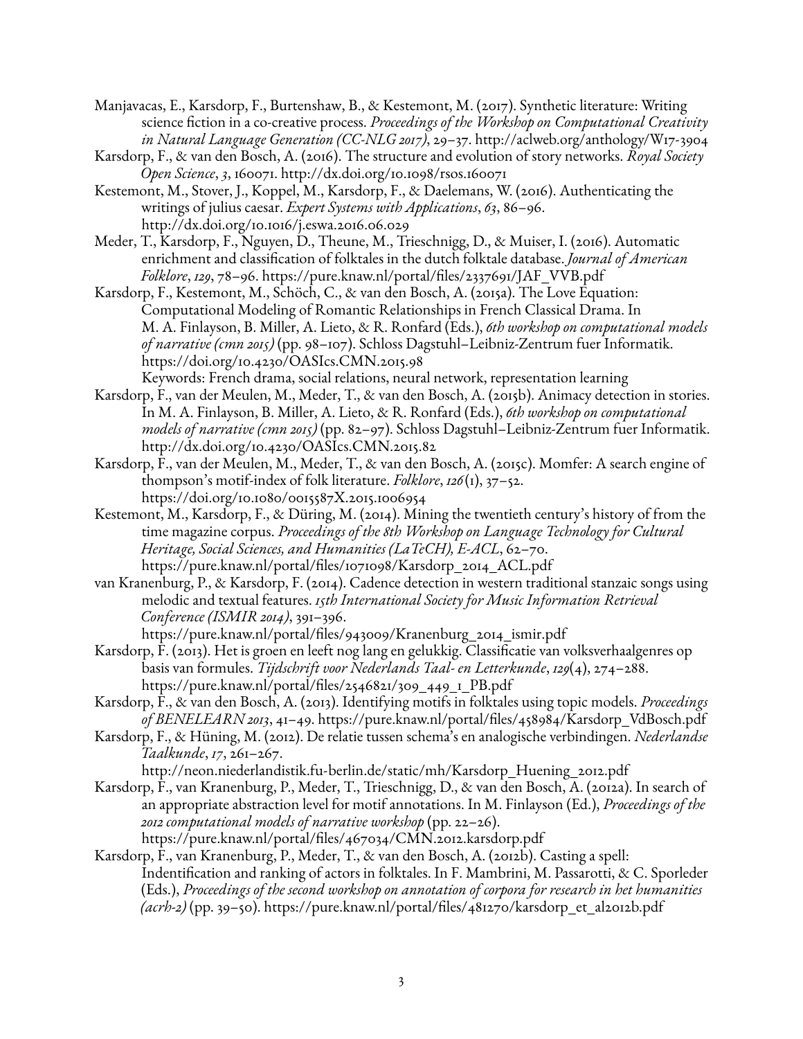Manjavacas, E., Karsdorp, F., Burtenshaw, B., & Kestemont, M. (2017). Synthetic literature: Writing science fiction in a co-creative process. *Proceedings of the Workshop on Computational Creativity in Natural Language Generation (CC-NLG 2017)*, 29–37. http://aclweb.org/anthology/W17-3904

Karsdorp, F., & van den Bosch, A. (2016). The structure and evolution of story networks. *Royal Society Open Science*, *3*, 160071. http://dx.doi.org/10.1098/rsos.160071

Kestemont, M., Stover, J., Koppel, M., Karsdorp, F., & Daelemans, W. (2016). Authenticating the writings of julius caesar. *Expert Systems with Applications*, *63*, 86–96. http://dx.doi.org/10.1016/j.eswa.2016.06.029

Meder, T., Karsdorp, F., Nguyen, D., Theune, M., Trieschnigg, D., & Muiser, I. (2016). Automatic enrichment and classification of folktales in the dutch folktale database. *Journal of American Folklore*, *129*, 78–96. https://pure.knaw.nl/portal/files/2337691/JAF_VVB.pdf

Karsdorp, F., Kestemont, M., Schöch, C., & van den Bosch, A. (2015a). The Love Equation: Computational Modeling of Romantic Relationships in French Classical Drama. In M. A. Finlayson, B. Miller, A. Lieto, & R. Ronfard (Eds.), *6th workshop on computational models of narrative (cmn 2015)* (pp. 98–107). Schloss Dagstuhl–Leibniz-Zentrum fuer Informatik. https://doi.org/10.4230/OASIcs.CMN.2015.98
Keywords: French drama, social relations, neural network, representation learning

Karsdorp, F., van der Meulen, M., Meder, T., & van den Bosch, A. (2015b). Animacy detection in stories. In M. A. Finlayson, B. Miller, A. Lieto, & R. Ronfard (Eds.), *6th workshop on computational models of narrative (cmn 2015)* (pp. 82–97). Schloss Dagstuhl–Leibniz-Zentrum fuer Informatik. http://dx.doi.org/10.4230/OASIcs.CMN.2015.82

Karsdorp, F., van der Meulen, M., Meder, T., & van den Bosch, A. (2015c). Momfer: A search engine of thompson's motif-index of folk literature. *Folklore*, *126*(1), 37–52. https://doi.org/10.1080/0015587X.2015.1006954

Kestemont, M., Karsdorp, F., & Düring, M. (2014). Mining the twentieth century's history of from the time magazine corpus. *Proceedings of the 8th Workshop on Language Technology for Cultural Heritage, Social Sciences, and Humanities (LaTeCH), E-ACL*, 62–70. https://pure.knaw.nl/portal/files/1071098/Karsdorp_2014_ACL.pdf

van Kranenburg, P., & Karsdorp, F. (2014). Cadence detection in western traditional stanzaic songs using melodic and textual features. *15th International Society for Music Information Retrieval Conference (ISMIR 2014)*, 391–396. https://pure.knaw.nl/portal/files/943009/Kranenburg_2014_ismir.pdf

Karsdorp, F. (2013). Het is groen en leeft nog lang en gelukkig. Classificatie van volksverhaalgenres op basis van formules. *Tijdschrift voor Nederlands Taal- en Letterkunde*, *129*(4), 274–288. https://pure.knaw.nl/portal/files/2546821/309_449_1_PB.pdf

Karsdorp, F., & van den Bosch, A. (2013). Identifying motifs in folktales using topic models. *Proceedings of BENELEARN 2013*, 41–49. https://pure.knaw.nl/portal/files/458984/Karsdorp_VdBosch.pdf

Karsdorp, F., & Hüning, M. (2012). De relatie tussen schema's en analogische verbindingen. *Nederlandse Taalkunde*, *17*, 261–267. http://neon.niederlandistik.fu-berlin.de/static/mh/Karsdorp_Huening_2012.pdf

Karsdorp, F., van Kranenburg, P., Meder, T., Trieschnigg, D., & van den Bosch, A. (2012a). In search of an appropriate abstraction level for motif annotations. In M. Finlayson (Ed.), *Proceedings of the 2012 computational models of narrative workshop* (pp. 22–26). https://pure.knaw.nl/portal/files/467034/CMN.2012.karsdorp.pdf

Karsdorp, F., van Kranenburg, P., Meder, T., & van den Bosch, A. (2012b). Casting a spell: Indentification and ranking of actors in folktales. In F. Mambrini, M. Passarotti, & C. Sporleder (Eds.), *Proceedings of the second workshop on annotation of corpora for research in het humanities (acrh-2)* (pp. 39–50). https://pure.knaw.nl/portal/files/481270/karsdorp_et_al2012b.pdf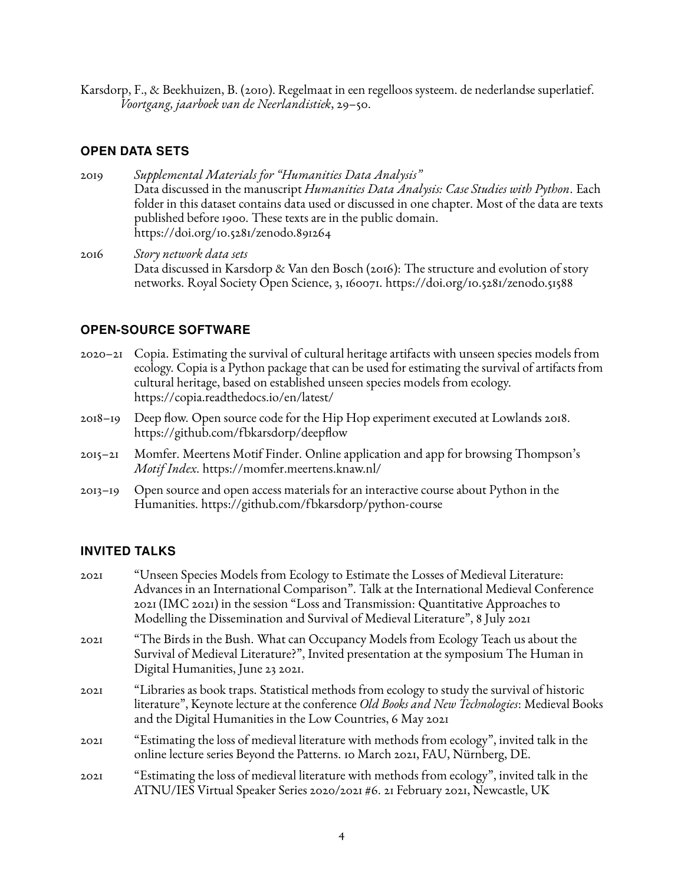Karsdorp, F., & Beekhuizen, B. (2010). Regelmaat in een regelloos systeem. de nederlandse superlatief. *Voortgang, jaarboek van de Neerlandistiek*, 29–50.

## OPEN DATA SETS

2019 *Supplemental Materials for "Humanities Data Analysis"*
Data discussed in the manuscript *Humanities Data Analysis: Case Studies with Python*. Each folder in this dataset contains data used or discussed in one chapter. Most of the data are texts published before 1900. These texts are in the public domain.
https://doi.org/10.5281/zenodo.891264

2016 *Story network data sets*
Data discussed in Karsdorp & Van den Bosch (2016): The structure and evolution of story networks. Royal Society Open Science, 3, 160071. https://doi.org/10.5281/zenodo.51588

## OPEN-SOURCE SOFTWARE

2020–21 Copia. Estimating the survival of cultural heritage artifacts with unseen species models from ecology. Copia is a Python package that can be used for estimating the survival of artifacts from cultural heritage, based on established unseen species models from ecology.
https://copia.readthedocs.io/en/latest/

2018–19 Deep flow. Open source code for the Hip Hop experiment executed at Lowlands 2018.
https://github.com/fbkarsdorp/deepflow

2015–21 Momfer. Meertens Motif Finder. Online application and app for browsing Thompson's *Motif Index*. https://momfer.meertens.knaw.nl/

2013–19 Open source and open access materials for an interactive course about Python in the Humanities. https://github.com/fbkarsdorp/python-course

## INVITED TALKS

2021 "Unseen Species Models from Ecology to Estimate the Losses of Medieval Literature: Advances in an International Comparison". Talk at the International Medieval Conference 2021 (IMC 2021) in the session "Loss and Transmission: Quantitative Approaches to Modelling the Dissemination and Survival of Medieval Literature", 8 July 2021

2021 "The Birds in the Bush. What can Occupancy Models from Ecology Teach us about the Survival of Medieval Literature?", Invited presentation at the symposium The Human in Digital Humanities, June 23 2021.

2021 "Libraries as book traps. Statistical methods from ecology to study the survival of historic literature", Keynote lecture at the conference *Old Books and New Technologies*: Medieval Books and the Digital Humanities in the Low Countries, 6 May 2021

2021 "Estimating the loss of medieval literature with methods from ecology", invited talk in the online lecture series Beyond the Patterns. 10 March 2021, FAU, Nürnberg, DE.

2021 "Estimating the loss of medieval literature with methods from ecology", invited talk in the ATNU/IES Virtual Speaker Series 2020/2021 #6. 21 February 2021, Newcastle, UK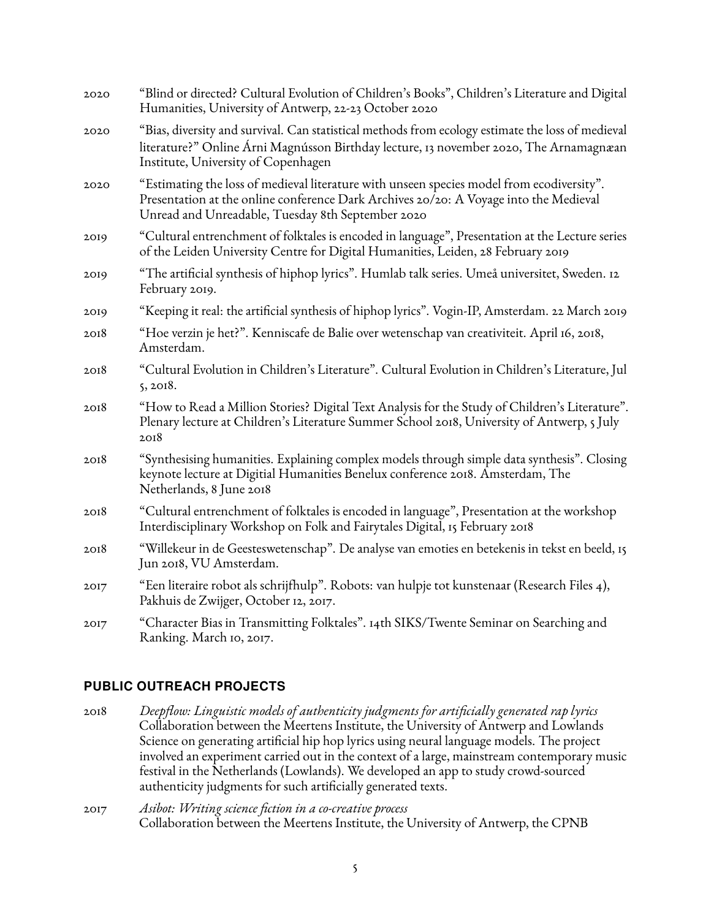2020 "Blind or directed? Cultural Evolution of Children's Books", Children's Literature and Digital Humanities, University of Antwerp, 22-23 October 2020

2020 "Bias, diversity and survival. Can statistical methods from ecology estimate the loss of medieval literature?" Online Árni Magnússon Birthday lecture, 13 november 2020, The Arnamagnæan Institute, University of Copenhagen

2020 "Estimating the loss of medieval literature with unseen species model from ecodiversity". Presentation at the online conference Dark Archives 20/20: A Voyage into the Medieval Unread and Unreadable, Tuesday 8th September 2020

2019 "Cultural entrenchment of folktales is encoded in language", Presentation at the Lecture series of the Leiden University Centre for Digital Humanities, Leiden, 28 February 2019

2019 "The artificial synthesis of hiphop lyrics". Humlab talk series. Umeå universitet, Sweden. 12 February 2019.

2019 "Keeping it real: the artificial synthesis of hiphop lyrics". Vogin-IP, Amsterdam. 22 March 2019

2018 "Hoe verzin je het?". Kenniscafe de Balie over wetenschap van creativiteit. April 16, 2018, Amsterdam.

2018 "Cultural Evolution in Children's Literature". Cultural Evolution in Children's Literature, Jul 5, 2018.

2018 "How to Read a Million Stories? Digital Text Analysis for the Study of Children's Literature". Plenary lecture at Children's Literature Summer School 2018, University of Antwerp, 5 July 2018

2018 "Synthesising humanities. Explaining complex models through simple data synthesis". Closing keynote lecture at Digitial Humanities Benelux conference 2018. Amsterdam, The Netherlands, 8 June 2018

2018 "Cultural entrenchment of folktales is encoded in language", Presentation at the workshop Interdisciplinary Workshop on Folk and Fairytales Digital, 15 February 2018

2018 "Willekeur in de Geesteswetenschap". De analyse van emoties en betekenis in tekst en beeld, 15 Jun 2018, VU Amsterdam.

2017 "Een literaire robot als schrijfhulp". Robots: van hulpje tot kunstenaar (Research Files 4), Pakhuis de Zwijger, October 12, 2017.

2017 "Character Bias in Transmitting Folktales". 14th SIKS/Twente Seminar on Searching and Ranking. March 10, 2017.

## PUBLIC OUTREACH PROJECTS

2018 *Deepflow: Linguistic models of authenticity judgments for artificially generated rap lyrics*
Collaboration between the Meertens Institute, the University of Antwerp and Lowlands Science on generating artificial hip hop lyrics using neural language models. The project involved an experiment carried out in the context of a large, mainstream contemporary music festival in the Netherlands (Lowlands). We developed an app to study crowd-sourced authenticity judgments for such artificially generated texts.

2017 *Asibot: Writing science fiction in a co-creative process*
Collaboration between the Meertens Institute, the University of Antwerp, the CPNB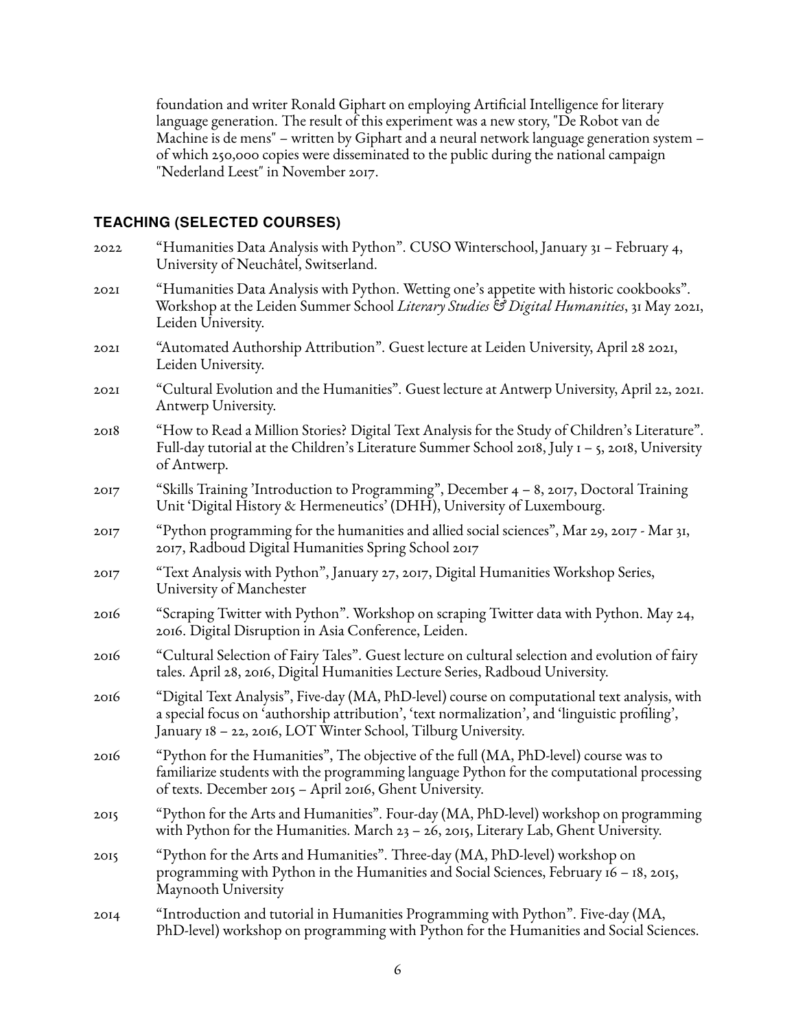foundation and writer Ronald Giphart on employing Artificial Intelligence for literary language generation. The result of this experiment was a new story, "De Robot van de Machine is de mens" – written by Giphart and a neural network language generation system – of which 250,000 copies were disseminated to the public during the national campaign "Nederland Leest" in November 2017.

## TEACHING (SELECTED COURSES)

2022 "Humanities Data Analysis with Python". CUSO Winterschool, January 31 – February 4, University of Neuchâtel, Switzerland.

2021 "Humanities Data Analysis with Python. Wetting one's appetite with historic cookbooks". Workshop at the Leiden Summer School *Literary Studies & Digital Humanities*, 31 May 2021, Leiden University.

2021 "Automated Authorship Attribution". Guest lecture at Leiden University, April 28 2021, Leiden University.

2021 "Cultural Evolution and the Humanities". Guest lecture at Antwerp University, April 22, 2021. Antwerp University.

2018 "How to Read a Million Stories? Digital Text Analysis for the Study of Children's Literature". Full-day tutorial at the Children's Literature Summer School 2018, July 1 – 5, 2018, University of Antwerp.

2017 "Skills Training 'Introduction to Programming", December 4 – 8, 2017, Doctoral Training Unit 'Digital History & Hermeneutics' (DHH), University of Luxembourg.

2017 "Python programming for the humanities and allied social sciences", Mar 29, 2017 - Mar 31, 2017, Radboud Digital Humanities Spring School 2017

2017 "Text Analysis with Python", January 27, 2017, Digital Humanities Workshop Series, University of Manchester

2016 "Scraping Twitter with Python". Workshop on scraping Twitter data with Python. May 24, 2016. Digital Disruption in Asia Conference, Leiden.

2016 "Cultural Selection of Fairy Tales". Guest lecture on cultural selection and evolution of fairy tales. April 28, 2016, Digital Humanities Lecture Series, Radboud University.

2016 "Digital Text Analysis", Five-day (MA, PhD-level) course on computational text analysis, with a special focus on 'authorship attribution', 'text normalization', and 'linguistic profiling', January 18 – 22, 2016, LOT Winter School, Tilburg University.

2016 "Python for the Humanities", The objective of the full (MA, PhD-level) course was to familiarize students with the programming language Python for the computational processing of texts. December 2015 – April 2016, Ghent University.

2015 "Python for the Arts and Humanities". Four-day (MA, PhD-level) workshop on programming with Python for the Humanities. March 23 – 26, 2015, Literary Lab, Ghent University.

2015 "Python for the Arts and Humanities". Three-day (MA, PhD-level) workshop on programming with Python in the Humanities and Social Sciences, February 16 – 18, 2015, Maynooth University

2014 "Introduction and tutorial in Humanities Programming with Python". Five-day (MA, PhD-level) workshop on programming with Python for the Humanities and Social Sciences.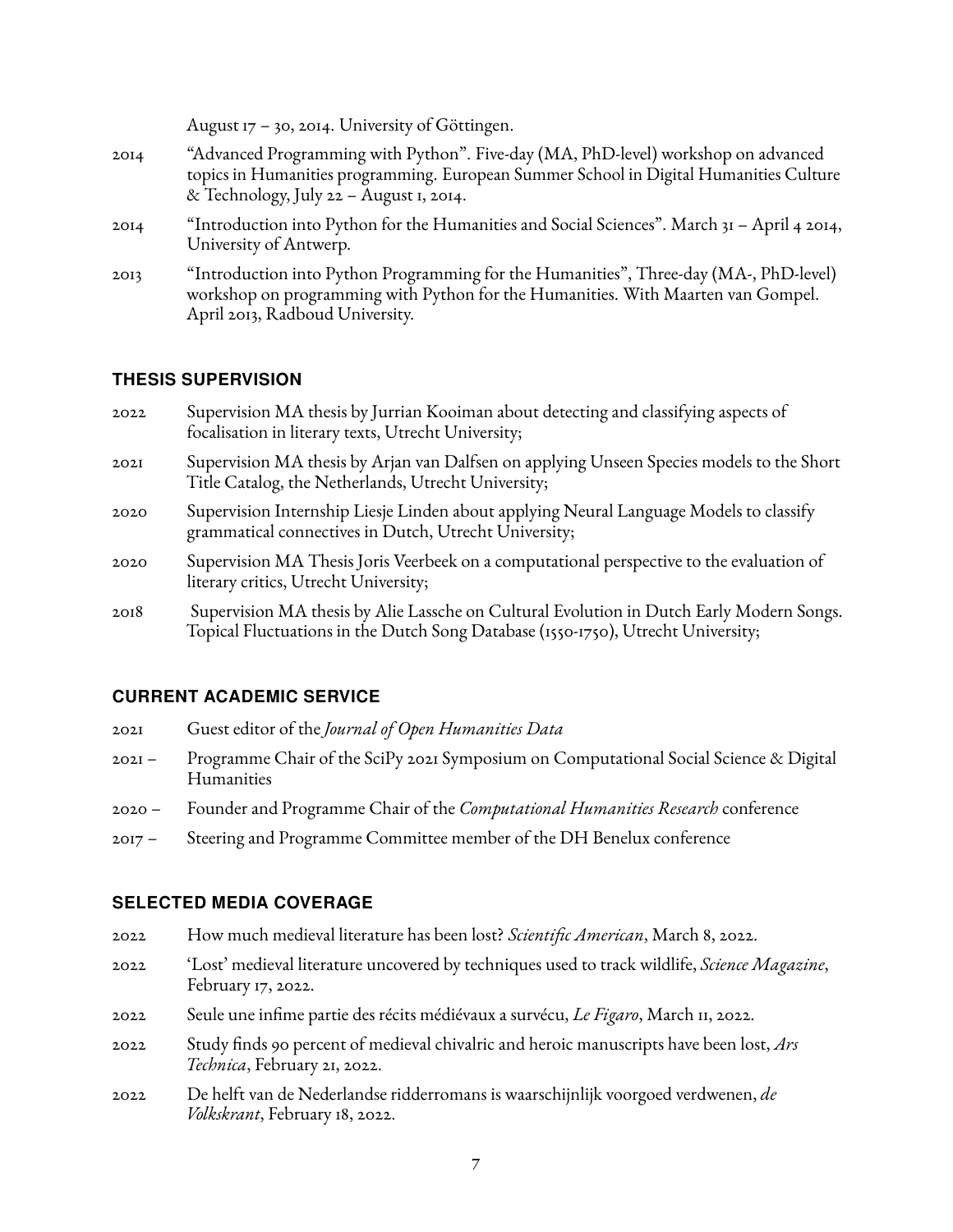August 17 – 30, 2014. University of Göttingen.

2014 "Advanced Programming with Python". Five-day (MA, PhD-level) workshop on advanced topics in Humanities programming. European Summer School in Digital Humanities Culture & Technology, July 22 – August 1, 2014.

2014 "Introduction into Python for the Humanities and Social Sciences". March 31 – April 4 2014, University of Antwerp.

2013 "Introduction into Python Programming for the Humanities", Three-day (MA-, PhD-level) workshop on programming with Python for the Humanities. With Maarten van Gompel. April 2013, Radboud University.

## THESIS SUPERVISION

2022 Supervision MA thesis by Jurrian Kooiman about detecting and classifying aspects of focalisation in literary texts, Utrecht University;

2021 Supervision MA thesis by Arjan van Dalfsen on applying Unseen Species models to the Short Title Catalog, the Netherlands, Utrecht University;

2020 Supervision Internship Liesje Linden about applying Neural Language Models to classify grammatical connectives in Dutch, Utrecht University;

2020 Supervision MA Thesis Joris Veerbeek on a computational perspective to the evaluation of literary critics, Utrecht University;

2018 Supervision MA thesis by Alie Lassche on Cultural Evolution in Dutch Early Modern Songs. Topical Fluctuations in the Dutch Song Database (1550-1750), Utrecht University;

## CURRENT ACADEMIC SERVICE

2021 Guest editor of the *Journal of Open Humanities Data*

2021 – Programme Chair of the SciPy 2021 Symposium on Computational Social Science & Digital Humanities

2020 – Founder and Programme Chair of the *Computational Humanities Research* conference

2017 – Steering and Programme Committee member of the DH Benelux conference

## SELECTED MEDIA COVERAGE

2022 How much medieval literature has been lost? *Scientific American*, March 8, 2022.

2022 'Lost' medieval literature uncovered by techniques used to track wildlife, *Science Magazine*, February 17, 2022.

2022 Seule une infime partie des récits médiévaux a survécu, *Le Figaro*, March 11, 2022.

2022 Study finds 90 percent of medieval chivalric and heroic manuscripts have been lost, *Ars Technica*, February 21, 2022.

2022 De helft van de Nederlandse ridderromans is waarschijnlijk voorgoed verdwenen, *de Volkskrant*, February 18, 2022.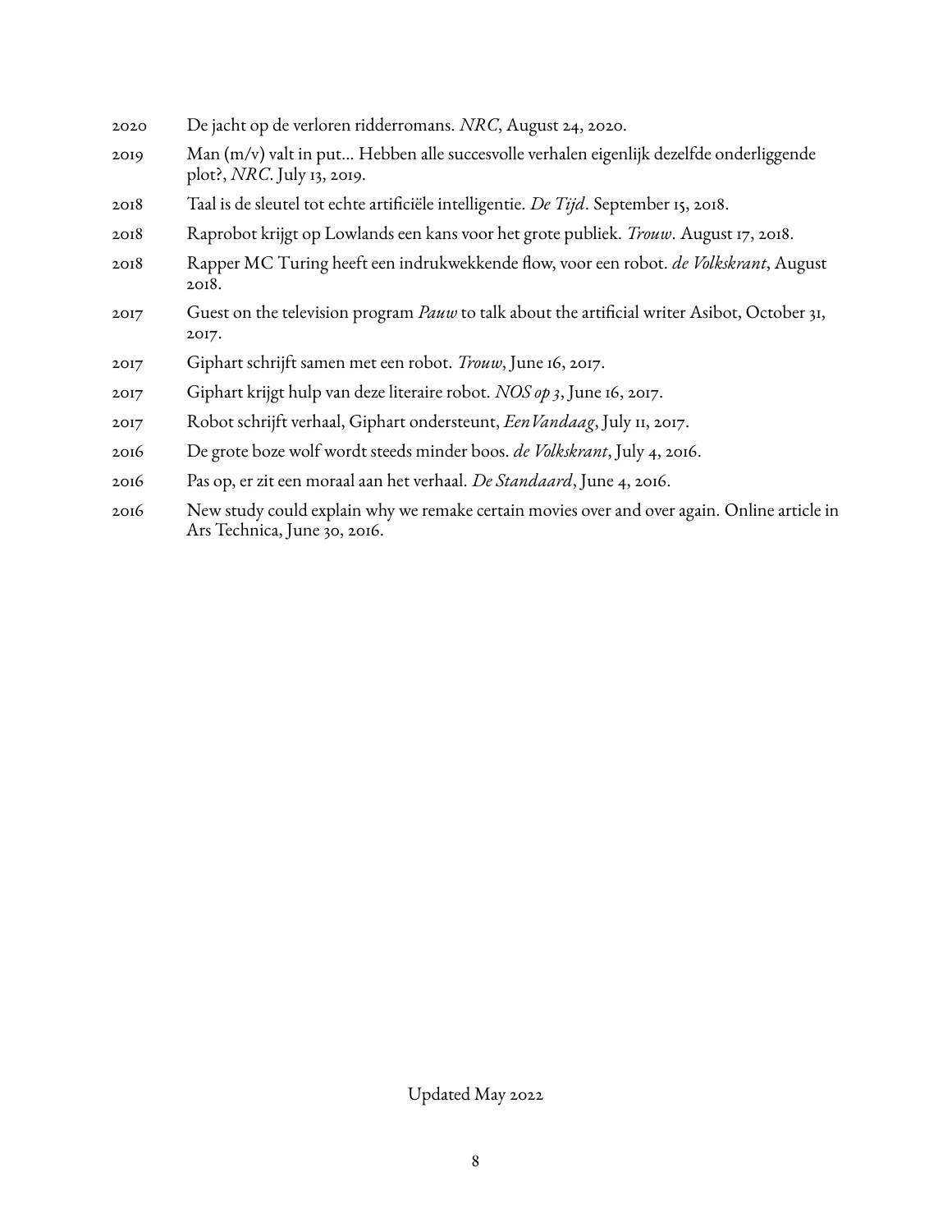2020 De jacht op de verloren ridderromans. *NRC*, August 24, 2020.

2019 Man (m/v) valt in put… Hebben alle succesvolle verhalen eigenlijk dezelfde onderliggende plot?, *NRC*. July 13, 2019.

2018 Taal is de sleutel tot echte artificiële intelligentie. *De Tijd*. September 15, 2018.

2018 Raprobot krijgt op Lowlands een kans voor het grote publiek. *Trouw*. August 17, 2018.

2018 Rapper MC Turing heeft een indrukwekkende flow, voor een robot. *de Volkskrant*, August 2018.

2017 Guest on the television program *Pauw* to talk about the artificial writer Asibot, October 31, 2017.

2017 Giphart schrijft samen met een robot. *Trouw*, June 16, 2017.

2017 Giphart krijgt hulp van deze literaire robot. *NOS op 3*, June 16, 2017.

2017 Robot schrijft verhaal, Giphart ondersteunt, *EenVandaag*, July 11, 2017.

2016 De grote boze wolf wordt steeds minder boos. *de Volkskrant*, July 4, 2016.

2016 Pas op, er zit een moraal aan het verhaal. *De Standaard*, June 4, 2016.

2016 New study could explain why we remake certain movies over and over again. Online article in Ars Technica, June 30, 2016.

Updated May 2022